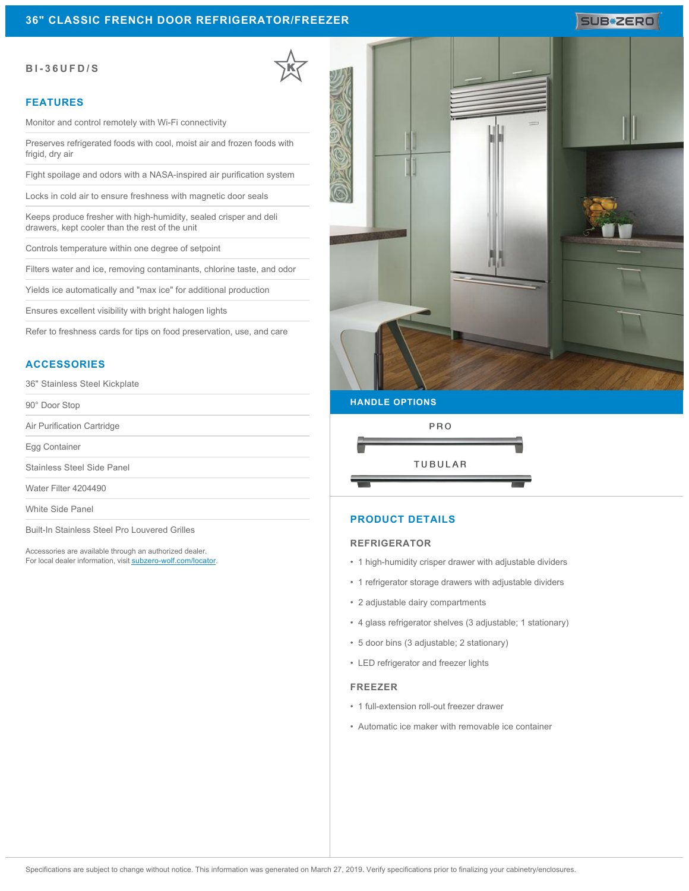# 36" CLASSIC FRENCH DOOR REFRIGERATOR/FREEZER

SUB-ZERO

**BI-36UFD/S**

## FEATURES

- Monitor and control remotely with Wi-Fi connectivity
- Preserves refrigerated foods with cool, moist air and frozen foods with frigid, dry air
- Fight spoilage and odors with a NASA-inspired air purification system
- Locks in cold air to ensure freshness with magnetic door seals
- Keeps produce fresher with high-humidity, sealed crisper and deli drawers, kept cooler than the rest of the unit
- Controls temperature within one degree of setpoint
- Filters water and ice, removing contaminants, chlorine taste, and odor
- Yields ice automatically and "max ice" for additional production
- Ensures excellent visibility with bright halogen lights
- Refer to freshness cards for tips on food preservation, use, and care

## ACCESSORIES

- 36" Stainless Steel Kickplate
- 90° Door Stop
- Air Purification Cartridge
- Egg Container
- Stainless Steel Side Panel
- Water Filter 4204490
- White Side Panel
- Built-In Stainless Steel Pro Louvered Grilles

Accessories are available through an authorized dealer.
For local dealer information, visit subzero-wolf.com/locator.

## HANDLE OPTIONS

PRO

TUBULAR

## PRODUCT DETAILS

### REFRIGERATOR

- 1 high-humidity crisper drawer with adjustable dividers
- 1 refrigerator storage drawers with adjustable dividers
- 2 adjustable dairy compartments
- 4 glass refrigerator shelves (3 adjustable; 1 stationary)
- 5 door bins (3 adjustable; 2 stationary)
- LED refrigerator and freezer lights

### FREEZER

- 1 full-extension roll-out freezer drawer
- Automatic ice maker with removable ice container

Specifications are subject to change without notice. This information was generated on March 27, 2019. Verify specifications prior to finalizing your cabinetry/enclosures.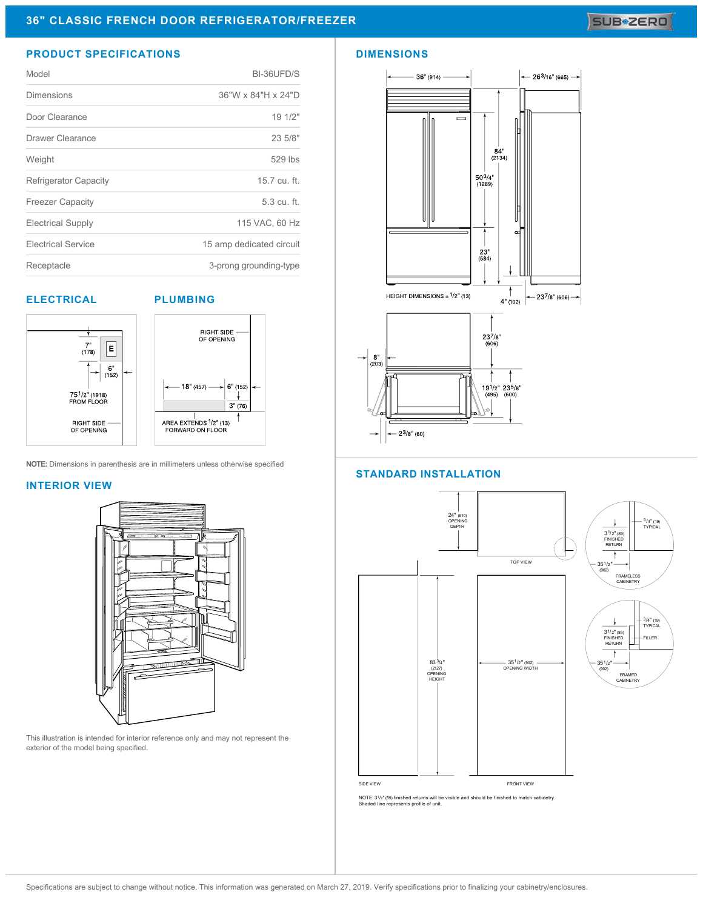# 36" CLASSIC FRENCH DOOR REFRIGERATOR/FREEZER

## PRODUCT SPECIFICATIONS

| | |
|---|---|
| Model | BI-36UFD/S |
| Dimensions | 36"W x 84"H x 24"D |
| Door Clearance | 19 1/2" |
| Drawer Clearance | 23 5/8" |
| Weight | 529 lbs |
| Refrigerator Capacity | 15.7 cu. ft. |
| Freezer Capacity | 5.3 cu. ft. |
| Electrical Supply | 115 VAC, 60 Hz |
| Electrical Service | 15 amp dedicated circuit |
| Receptacle | 3-prong grounding-type |

## ELECTRICAL

7" (178)
E
6" (152)
75 1/2" (1918) FROM FLOOR
RIGHT SIDE OF OPENING

## PLUMBING

RIGHT SIDE OF OPENING
18" (457)
6" (152)
3" (76)
AREA EXTENDS 1/2" (13) FORWARD ON FLOOR

**NOTE:** Dimensions in parenthesis are in millimeters unless otherwise specified

## INTERIOR VIEW

This illustration is intended for interior reference only and may not represent the exterior of the model being specified.

## DIMENSIONS

36" (914)
26 3/16" (665)
84" (2134)
50 3/4" (1289)
23" (584)
HEIGHT DIMENSIONS ± 1/2" (13)
4" (102)
23 7/8" (606)
23 7/8" (606)
8" (203)
19 1/2" (495)
23 5/8" (600)
2 3/8" (60)

## STANDARD INSTALLATION

24" (610) OPENING DEPTH
TOP VIEW
3/4" (19) TYPICAL
3 1/2" (89) FINISHED RETURN
35 1/2" (902)
FRAMELESS CABINETRY
3/4" (19) TYPICAL
3 1/2" (89) FINISHED RETURN
FILLER
35 1/2" (902)
FRAMED CABINETRY
83 3/4" (2127) OPENING HEIGHT
35 1/2" (902) OPENING WIDTH
SIDE VIEW
FRONT VIEW

NOTE: 3 1/2" (89) finished returns will be visible and should be finished to match cabinetry
Shaded line represents profile of unit.

Specifications are subject to change without notice. This information was generated on March 27, 2019. Verify specifications prior to finalizing your cabinetry/enclosures.